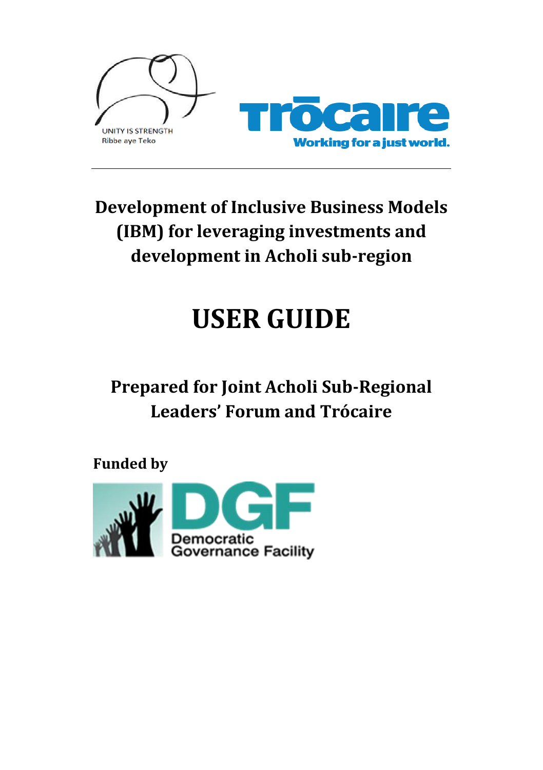UNITY IS STRENGTH
Ribbe aye Teko

Trócaire
Working for a just world.

---

# Development of Inclusive Business Models (IBM) for leveraging investments and development in Acholi sub-region

# USER GUIDE

## Prepared for Joint Acholi Sub-Regional Leaders' Forum and Trócaire

**Funded by**

DGF
Democratic Governance Facility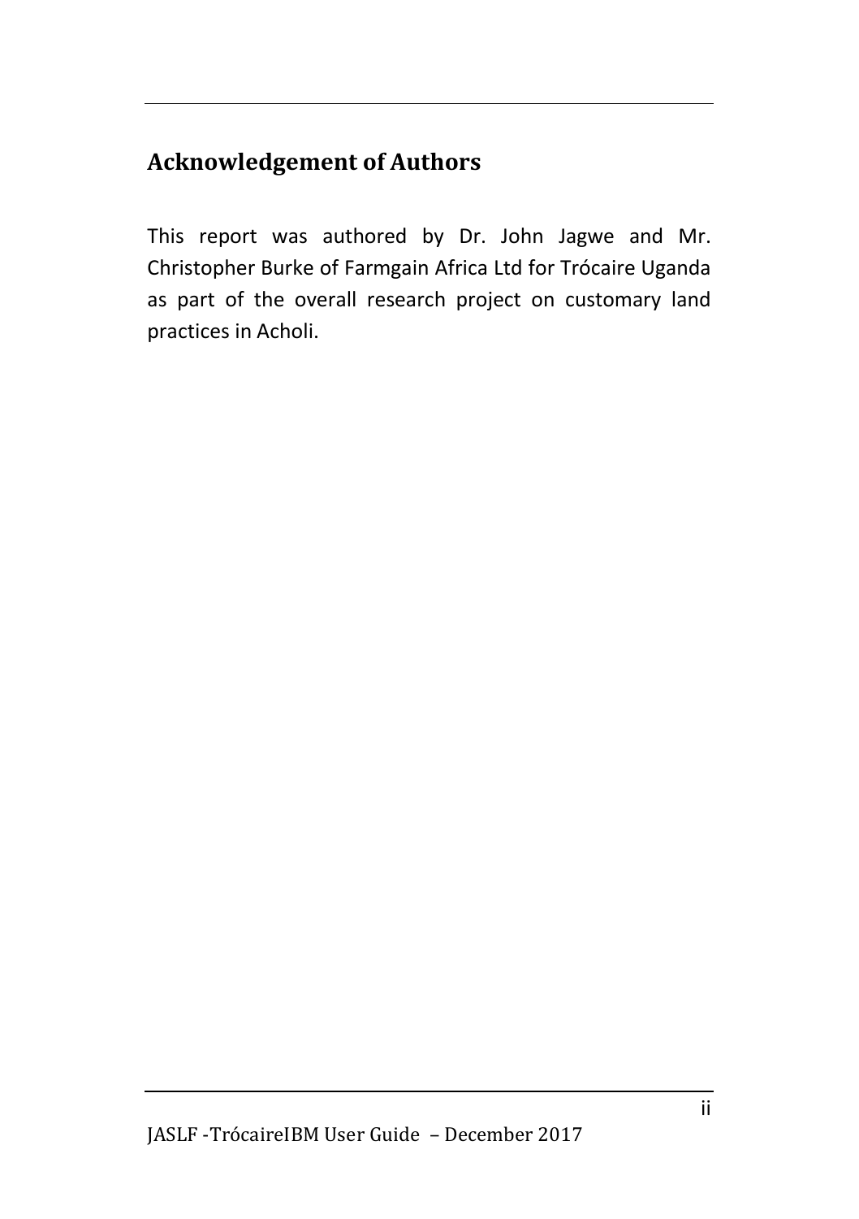## Acknowledgement of Authors

This report was authored by Dr. John Jagwe and Mr. Christopher Burke of Farmgain Africa Ltd for Trócaire Uganda as part of the overall research project on customary land practices in Acholi.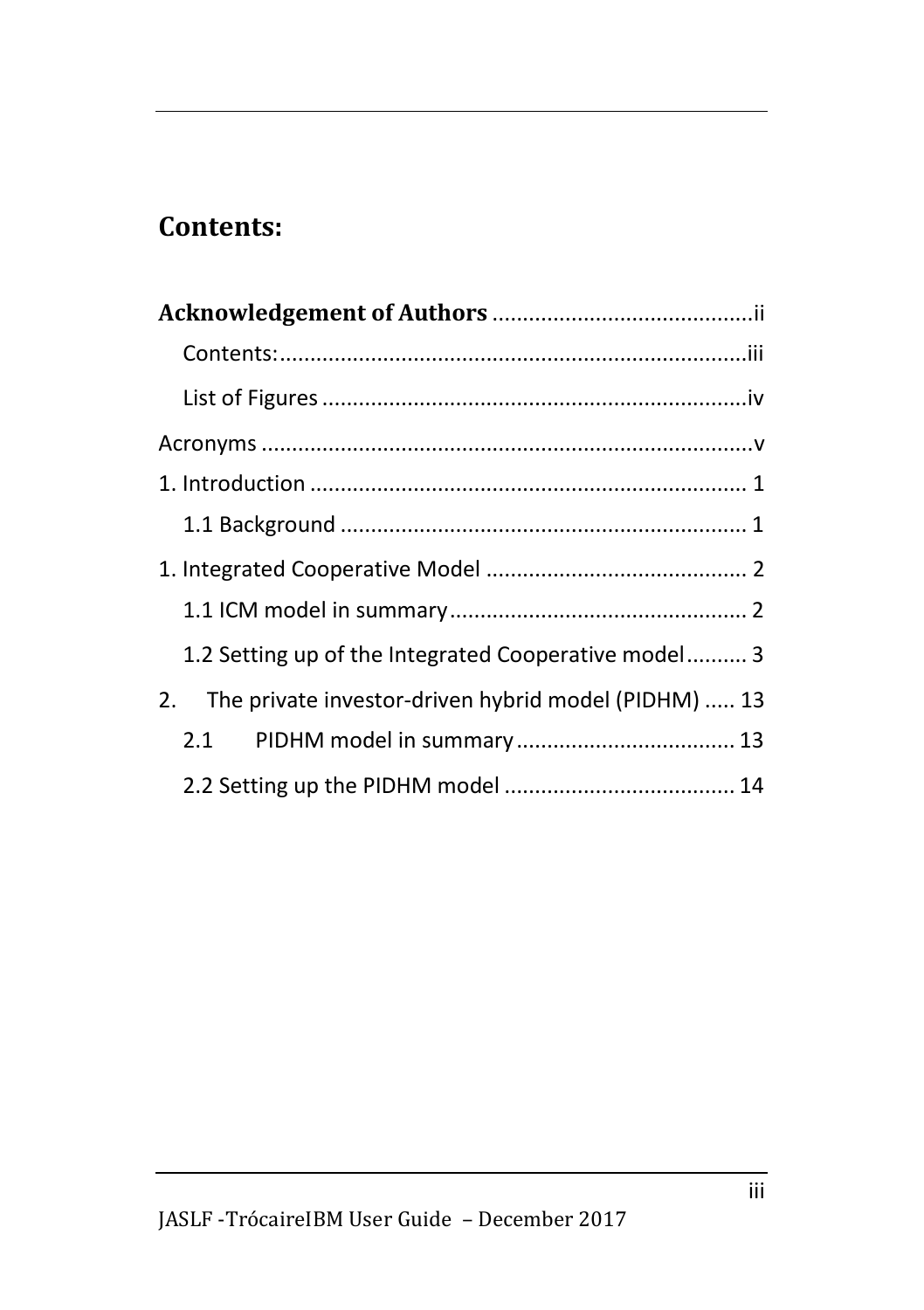## Contents:

**Acknowledgement of Authors** .......................................... ii

Contents: ........................................................................... iii

List of Figures ..................................................................... iv

Acronyms ............................................................................. v

1. Introduction ..................................................................... 1

   1.1 Background ................................................................ 1

1. Integrated Cooperative Model ........................................ 2

   1.1 ICM model in summary ............................................. 2

   1.2 Setting up of the Integrated Cooperative model .......... 3

2. The private investor-driven hybrid model (PIDHM) ..... 13

   2.1 PIDHM model in summary ........................................ 13

   2.2 Setting up the PIDHM model ...................................... 14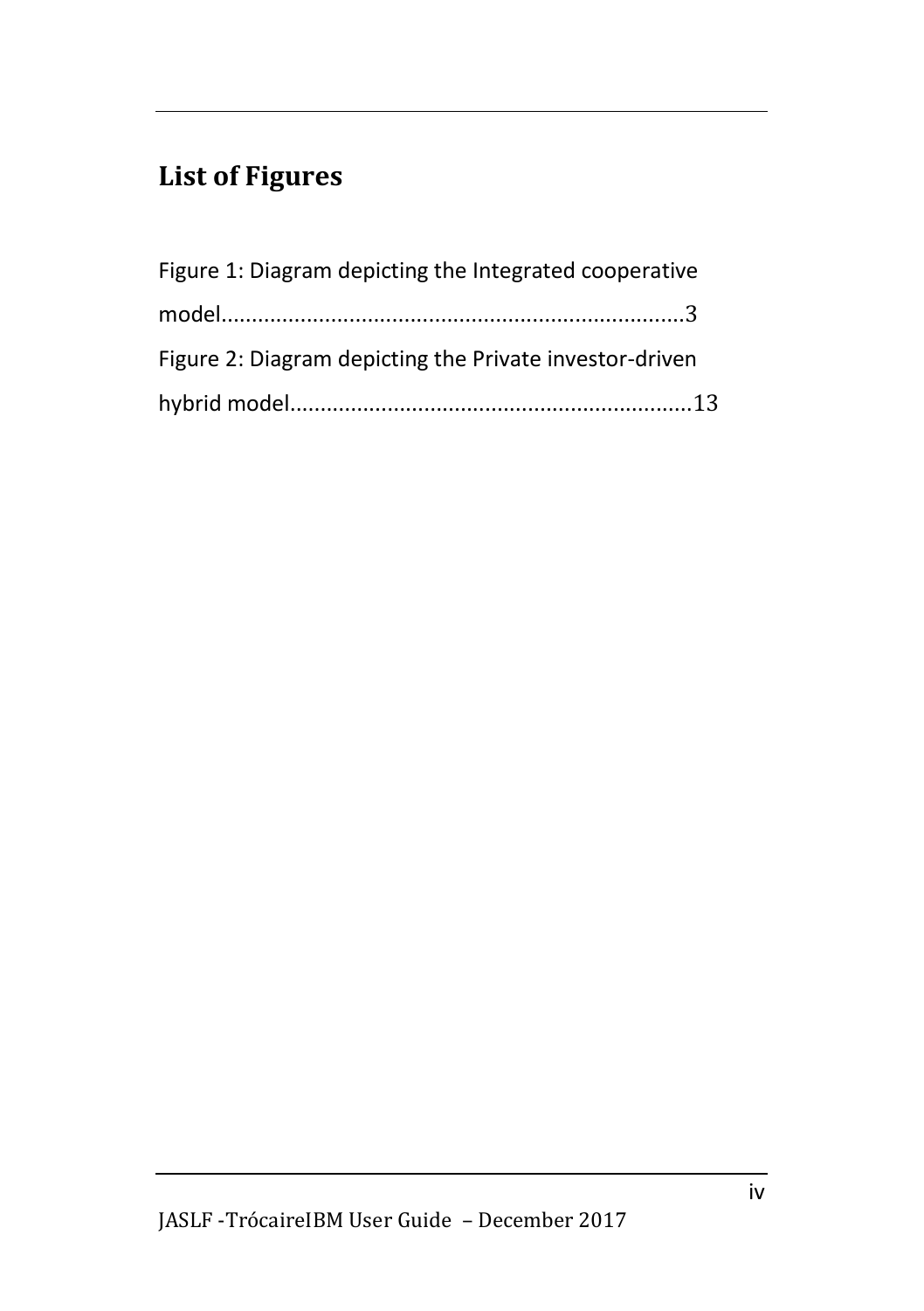## List of Figures

Figure 1: Diagram depicting the Integrated cooperative model............................................................................3

Figure 2: Diagram depicting the Private investor-driven hybrid model.................................................................13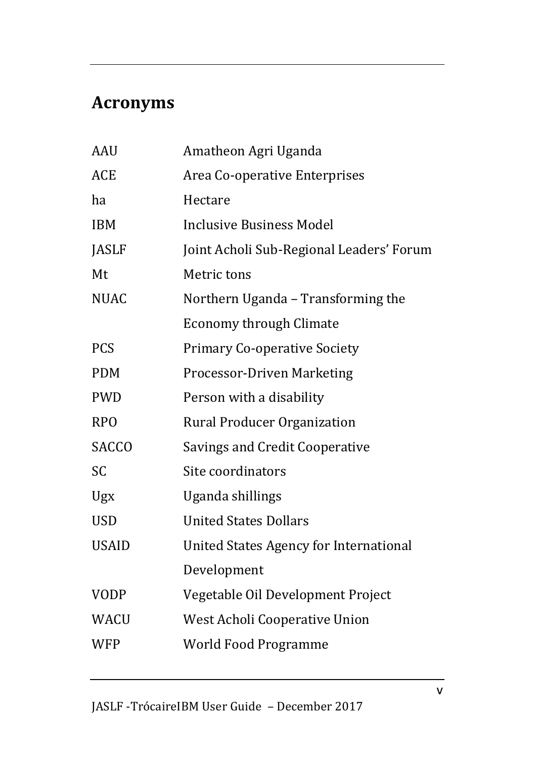## Acronyms

| | |
|---|---|
| AAU | Amatheon Agri Uganda |
| ACE | Area Co-operative Enterprises |
| ha | Hectare |
| IBM | Inclusive Business Model |
| JASLF | Joint Acholi Sub-Regional Leaders' Forum |
| Mt | Metric tons |
| NUAC | Northern Uganda – Transforming the Economy through Climate |
| PCS | Primary Co-operative Society |
| PDM | Processor-Driven Marketing |
| PWD | Person with a disability |
| RPO | Rural Producer Organization |
| SACCO | Savings and Credit Cooperative |
| SC | Site coordinators |
| Ugx | Uganda shillings |
| USD | United States Dollars |
| USAID | United States Agency for International Development |
| VODP | Vegetable Oil Development Project |
| WACU | West Acholi Cooperative Union |
| WFP | World Food Programme |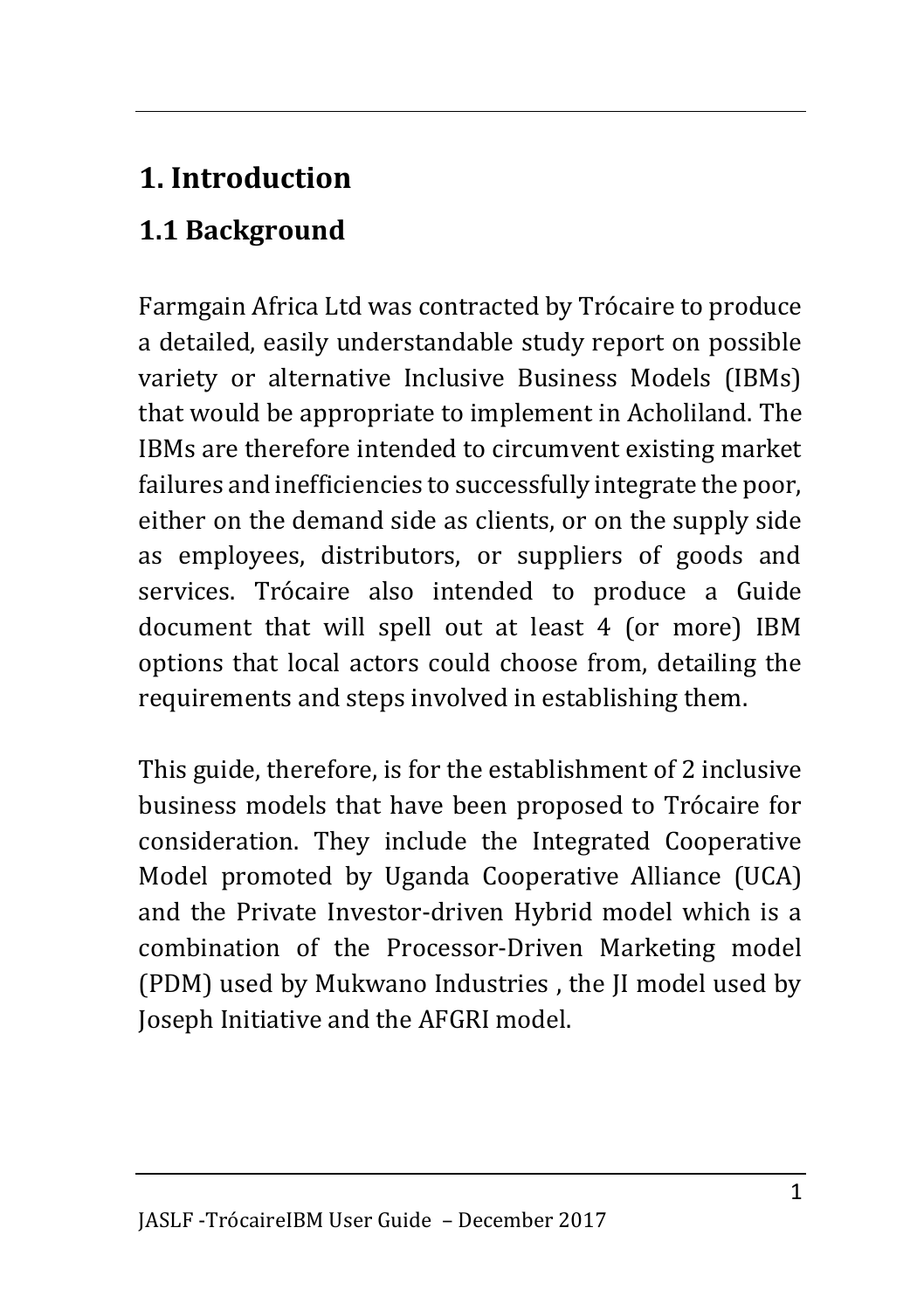# 1. Introduction

## 1.1 Background

Farmgain Africa Ltd was contracted by Trócaire to produce a detailed, easily understandable study report on possible variety or alternative Inclusive Business Models (IBMs) that would be appropriate to implement in Acholiland. The IBMs are therefore intended to circumvent existing market failures and inefficiencies to successfully integrate the poor, either on the demand side as clients, or on the supply side as employees, distributors, or suppliers of goods and services. Trócaire also intended to produce a Guide document that will spell out at least 4 (or more) IBM options that local actors could choose from, detailing the requirements and steps involved in establishing them.

This guide, therefore, is for the establishment of 2 inclusive business models that have been proposed to Trócaire for consideration. They include the Integrated Cooperative Model promoted by Uganda Cooperative Alliance (UCA) and the Private Investor-driven Hybrid model which is a combination of the Processor-Driven Marketing model (PDM) used by Mukwano Industries , the JI model used by Joseph Initiative and the AFGRI model.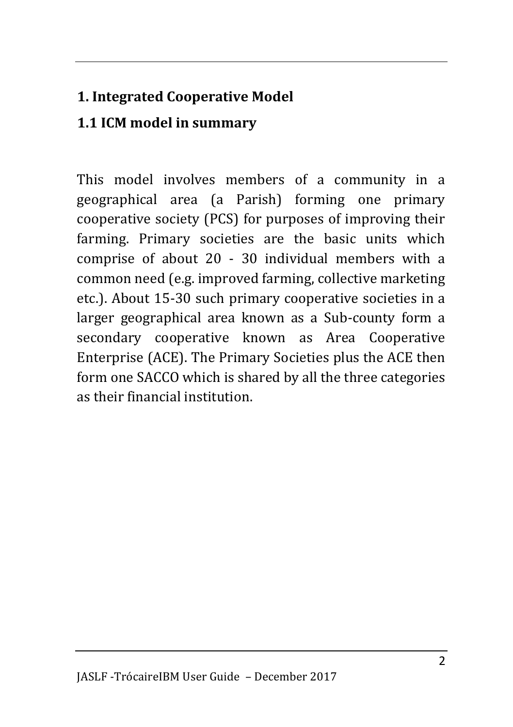# 1. Integrated Cooperative Model

## 1.1 ICM model in summary

This model involves members of a community in a geographical area (a Parish) forming one primary cooperative society (PCS) for purposes of improving their farming. Primary societies are the basic units which comprise of about 20 - 30 individual members with a common need (e.g. improved farming, collective marketing etc.). About 15-30 such primary cooperative societies in a larger geographical area known as a Sub-county form a secondary cooperative known as Area Cooperative Enterprise (ACE). The Primary Societies plus the ACE then form one SACCO which is shared by all the three categories as their financial institution.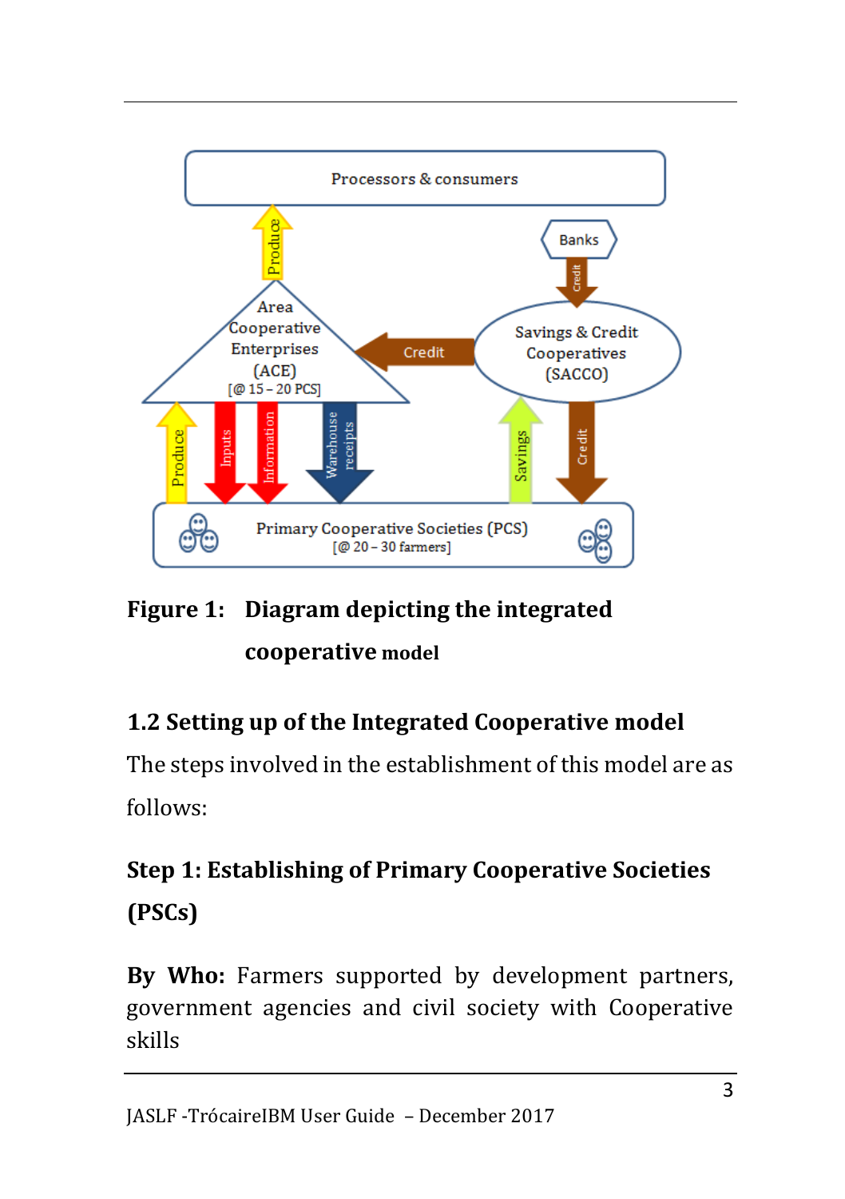Processors & consumers

Banks

Credit

Produce

Area Cooperative Enterprises (ACE) [@ 15 – 20 PCS]

Credit

Savings & Credit Cooperatives (SACCO)

Produce

Inputs

Information

Warehouse receipts

Savings

Credit

Primary Cooperative Societies (PCS) [@ 20 – 30 farmers]

**Figure 1: Diagram depicting the integrated cooperative model**

## 1.2 Setting up of the Integrated Cooperative model

The steps involved in the establishment of this model are as follows:

### Step 1: Establishing of Primary Cooperative Societies (PSCs)

**By Who:** Farmers supported by development partners, government agencies and civil society with Cooperative skills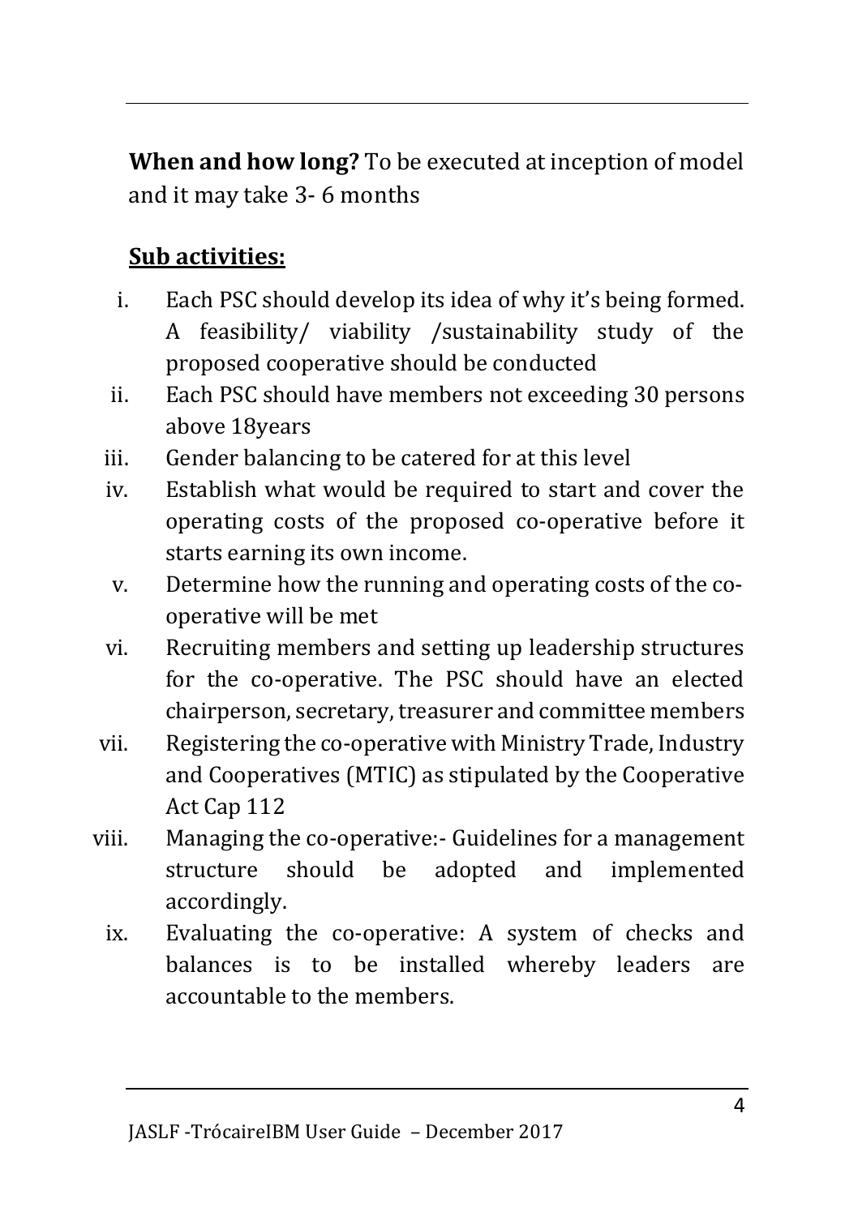**When and how long?** To be executed at inception of model and it may take 3- 6 months

**Sub activities:**

i. Each PSC should develop its idea of why it's being formed. A feasibility/ viability /sustainability study of the proposed cooperative should be conducted
ii. Each PSC should have members not exceeding 30 persons above 18years
iii. Gender balancing to be catered for at this level
iv. Establish what would be required to start and cover the operating costs of the proposed co-operative before it starts earning its own income.
v. Determine how the running and operating costs of the co-operative will be met
vi. Recruiting members and setting up leadership structures for the co-operative. The PSC should have an elected chairperson, secretary, treasurer and committee members
vii. Registering the co-operative with Ministry Trade, Industry and Cooperatives (MTIC) as stipulated by the Cooperative Act Cap 112
viii. Managing the co-operative:- Guidelines for a management structure should be adopted and implemented accordingly.
ix. Evaluating the co-operative: A system of checks and balances is to be installed whereby leaders are accountable to the members.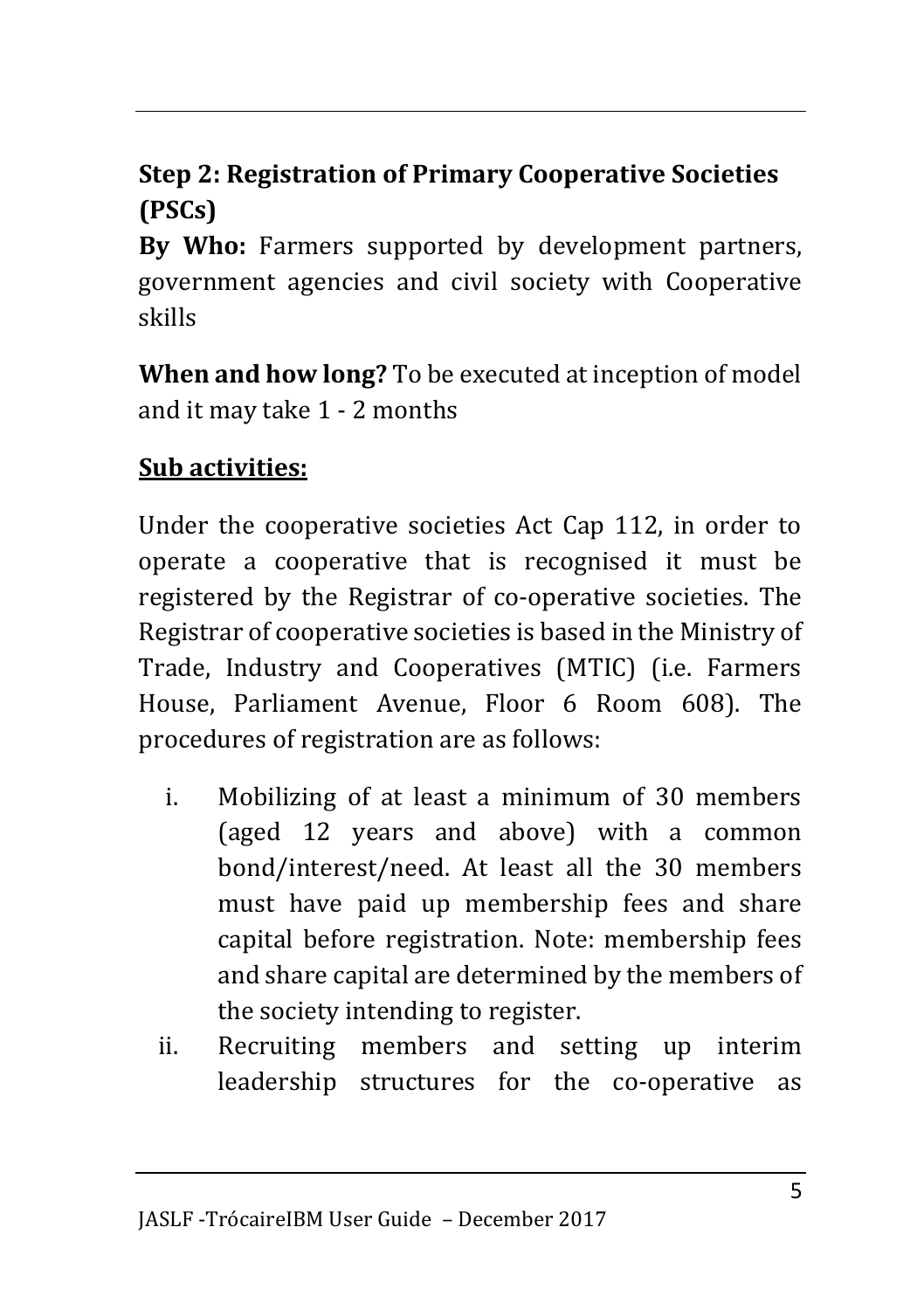## Step 2: Registration of Primary Cooperative Societies (PSCs)

**By Who:** Farmers supported by development partners, government agencies and civil society with Cooperative skills

**When and how long?** To be executed at inception of model and it may take 1 - 2 months

**<u>Sub activities:</u>**

Under the cooperative societies Act Cap 112, in order to operate a cooperative that is recognised it must be registered by the Registrar of co-operative societies. The Registrar of cooperative societies is based in the Ministry of Trade, Industry and Cooperatives (MTIC) (i.e. Farmers House, Parliament Avenue, Floor 6 Room 608). The procedures of registration are as follows:

i. Mobilizing of at least a minimum of 30 members (aged 12 years and above) with a common bond/interest/need. At least all the 30 members must have paid up membership fees and share capital before registration. Note: membership fees and share capital are determined by the members of the society intending to register.
ii. Recruiting members and setting up interim leadership structures for the co-operative as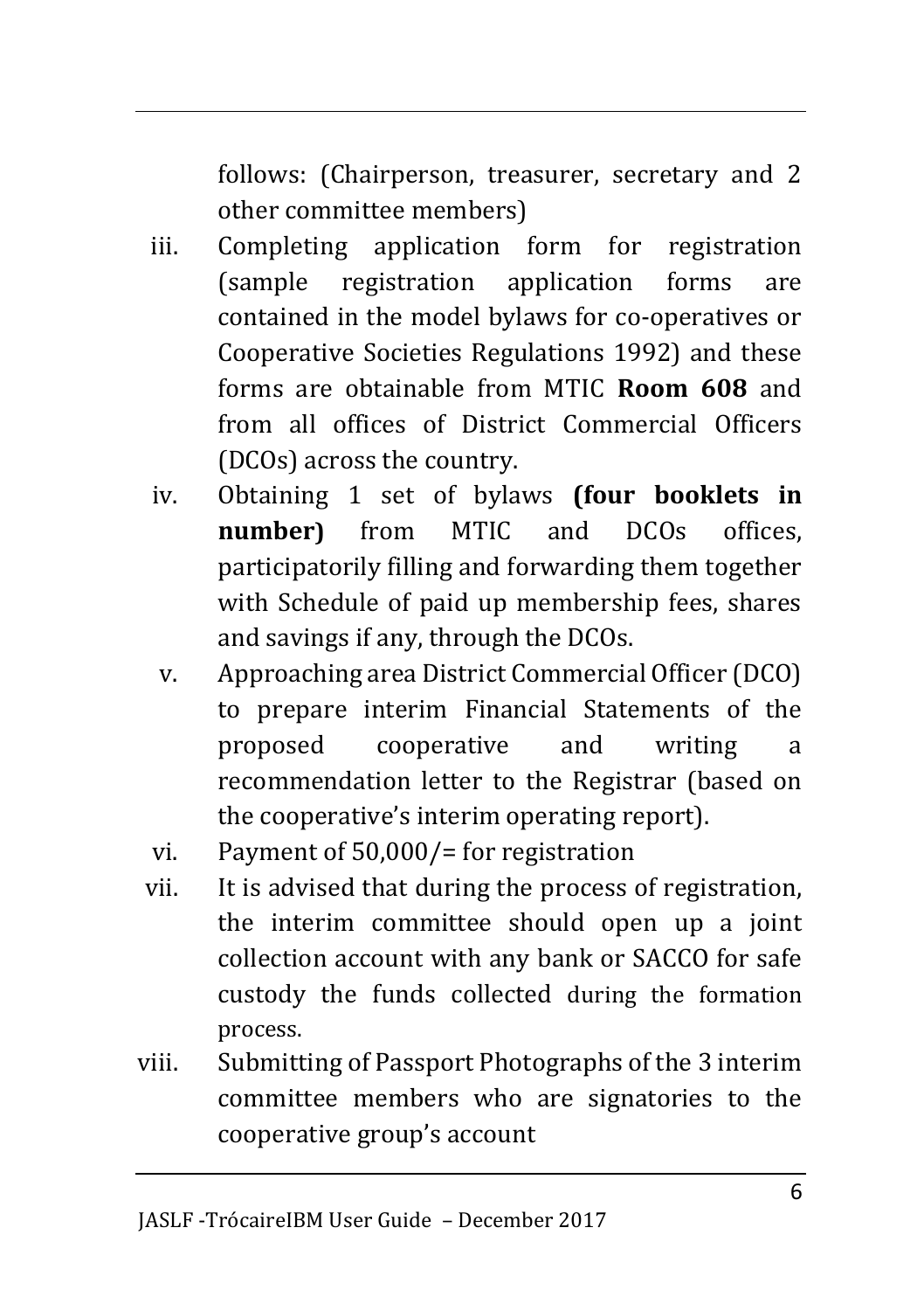follows: (Chairperson, treasurer, secretary and 2 other committee members)

iii. Completing application form for registration (sample registration application forms are contained in the model bylaws for co-operatives or Cooperative Societies Regulations 1992) and these forms are obtainable from MTIC **Room 608** and from all offices of District Commercial Officers (DCOs) across the country.

iv. Obtaining 1 set of bylaws **(four booklets in number)** from MTIC and DCOs offices, participatorily filling and forwarding them together with Schedule of paid up membership fees, shares and savings if any, through the DCOs.

v. Approaching area District Commercial Officer (DCO) to prepare interim Financial Statements of the proposed cooperative and writing a recommendation letter to the Registrar (based on the cooperative's interim operating report).

vi. Payment of 50,000/= for registration

vii. It is advised that during the process of registration, the interim committee should open up a joint collection account with any bank or SACCO for safe custody the funds collected during the formation process.

viii. Submitting of Passport Photographs of the 3 interim committee members who are signatories to the cooperative group's account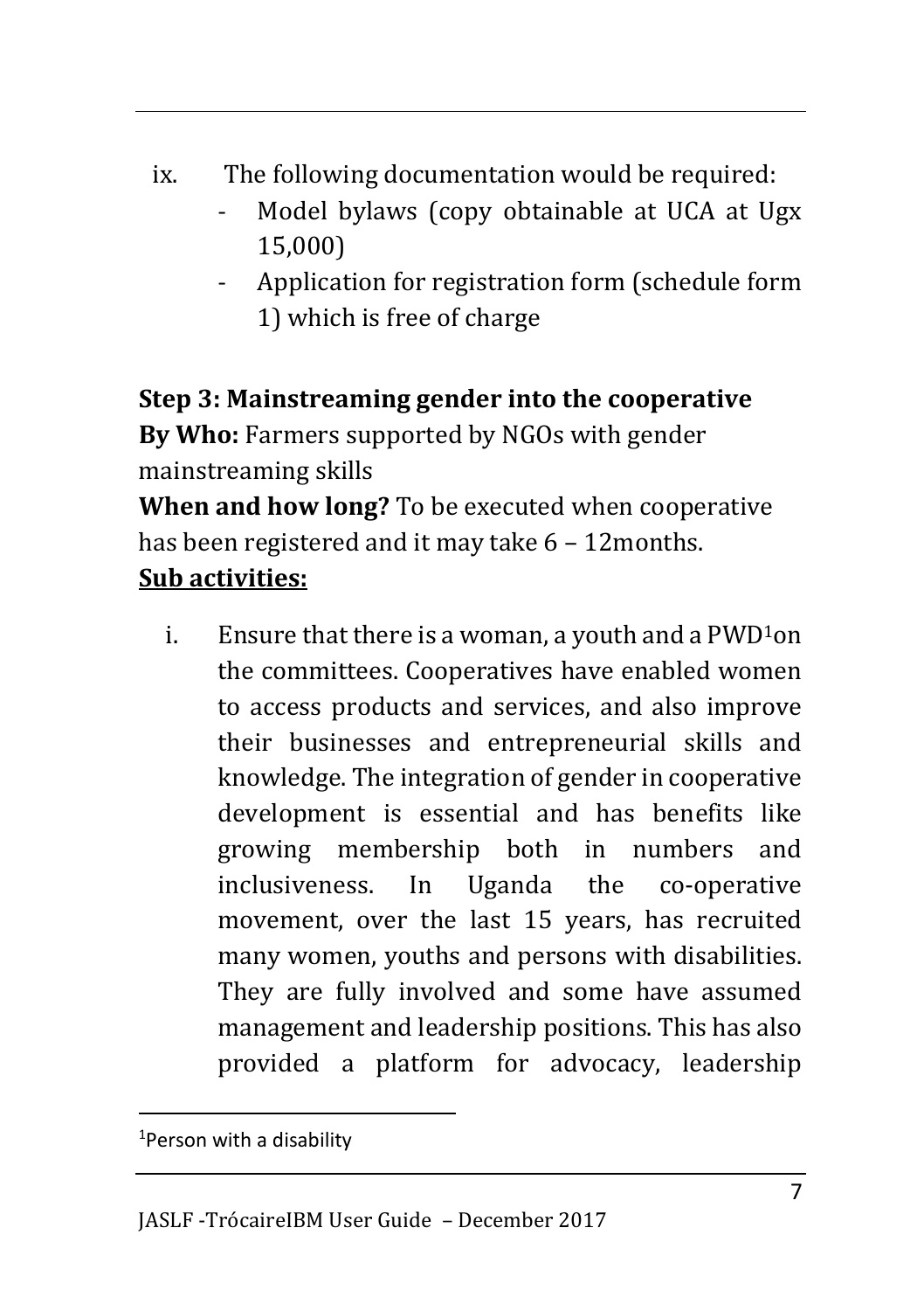ix. The following documentation would be required:
   - Model bylaws (copy obtainable at UCA at Ugx 15,000)
   - Application for registration form (schedule form 1) which is free of charge

**Step 3: Mainstreaming gender into the cooperative**

**By Who:** Farmers supported by NGOs with gender mainstreaming skills

**When and how long?** To be executed when cooperative has been registered and it may take 6 – 12months.

**Sub activities:**

i. Ensure that there is a woman, a youth and a PWD[1]on the committees. Cooperatives have enabled women to access products and services, and also improve their businesses and entrepreneurial skills and knowledge. The integration of gender in cooperative development is essential and has benefits like growing membership both in numbers and inclusiveness. In Uganda the co-operative movement, over the last 15 years, has recruited many women, youths and persons with disabilities. They are fully involved and some have assumed management and leadership positions. This has also provided a platform for advocacy, leadership

[1]Person with a disability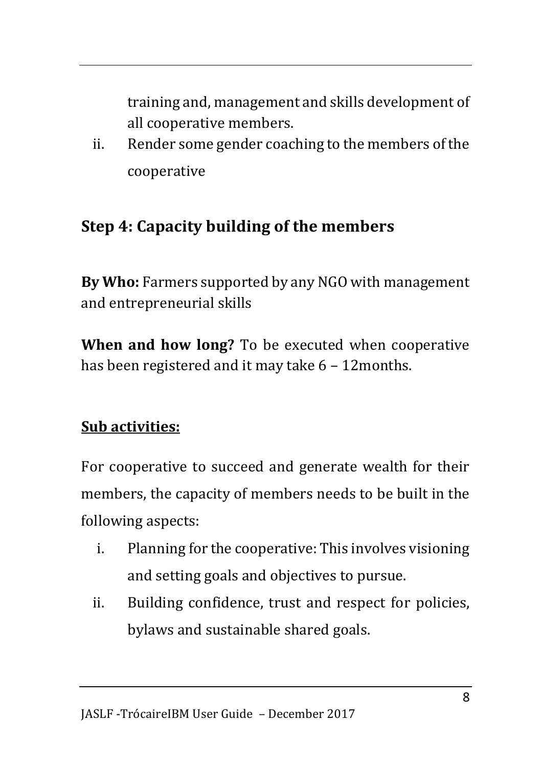training and, management and skills development of all cooperative members.

ii. Render some gender coaching to the members of the cooperative

## Step 4: Capacity building of the members

**By Who:** Farmers supported by any NGO with management and entrepreneurial skills

**When and how long?** To be executed when cooperative has been registered and it may take 6 – 12months.

**Sub activities:**

For cooperative to succeed and generate wealth for their members, the capacity of members needs to be built in the following aspects:

i. Planning for the cooperative: This involves visioning and setting goals and objectives to pursue.

ii. Building confidence, trust and respect for policies, bylaws and sustainable shared goals.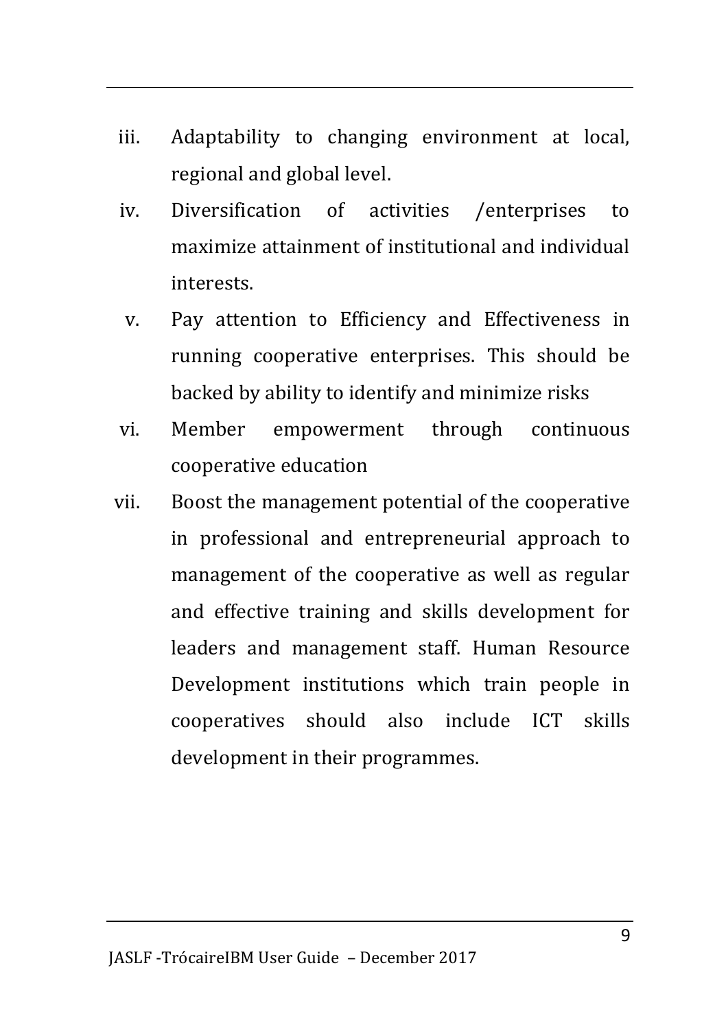iii. Adaptability to changing environment at local, regional and global level.

iv. Diversification of activities /enterprises to maximize attainment of institutional and individual interests.

v. Pay attention to Efficiency and Effectiveness in running cooperative enterprises. This should be backed by ability to identify and minimize risks

vi. Member empowerment through continuous cooperative education

vii. Boost the management potential of the cooperative in professional and entrepreneurial approach to management of the cooperative as well as regular and effective training and skills development for leaders and management staff. Human Resource Development institutions which train people in cooperatives should also include ICT skills development in their programmes.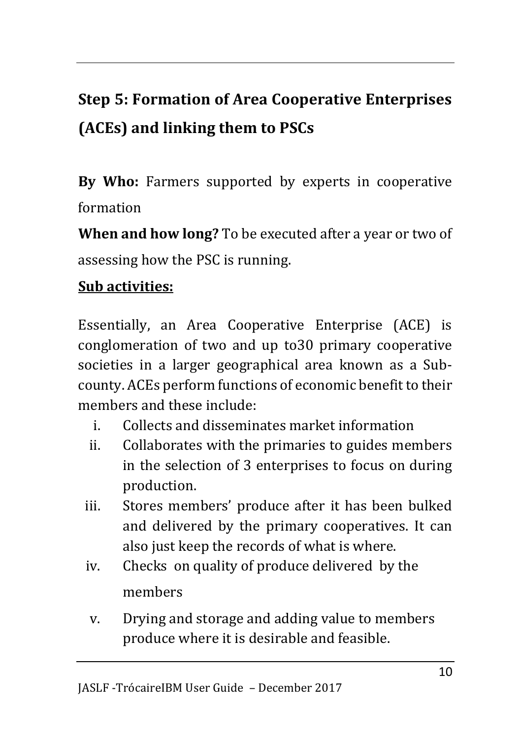## Step 5: Formation of Area Cooperative Enterprises (ACEs) and linking them to PSCs

**By Who:** Farmers supported by experts in cooperative formation

**When and how long?** To be executed after a year or two of assessing how the PSC is running.

**Sub activities:**

Essentially, an Area Cooperative Enterprise (ACE) is conglomeration of two and up to30 primary cooperative societies in a larger geographical area known as a Sub-county. ACEs perform functions of economic benefit to their members and these include:

i. Collects and disseminates market information
ii. Collaborates with the primaries to guides members in the selection of 3 enterprises to focus on during production.
iii. Stores members' produce after it has been bulked and delivered by the primary cooperatives. It can also just keep the records of what is where.
iv. Checks on quality of produce delivered by the members
v. Drying and storage and adding value to members produce where it is desirable and feasible.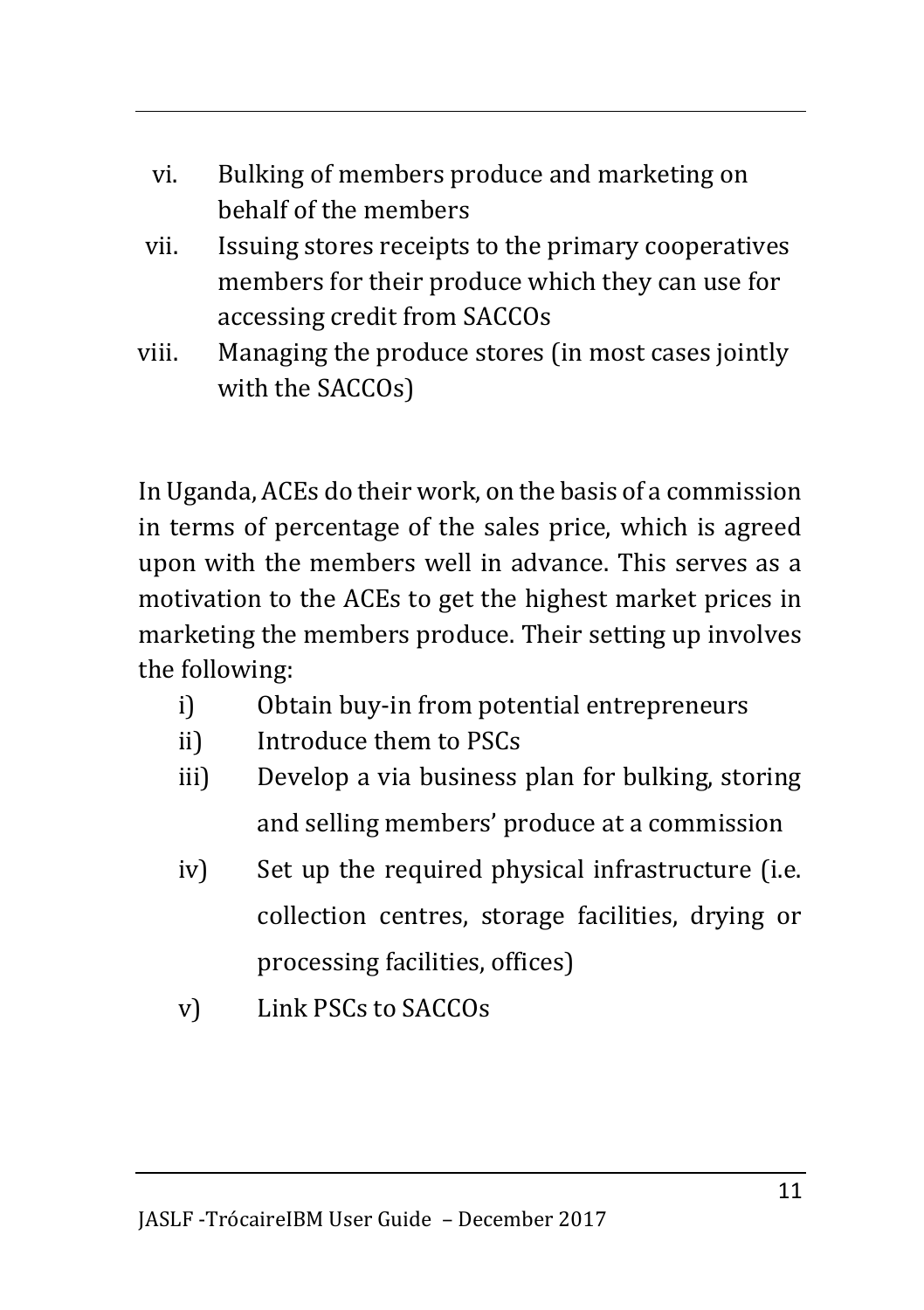vi. Bulking of members produce and marketing on behalf of the members
vii. Issuing stores receipts to the primary cooperatives members for their produce which they can use for accessing credit from SACCOs
viii. Managing the produce stores (in most cases jointly with the SACCOs)

In Uganda, ACEs do their work, on the basis of a commission in terms of percentage of the sales price, which is agreed upon with the members well in advance. This serves as a motivation to the ACEs to get the highest market prices in marketing the members produce. Their setting up involves the following:

i) Obtain buy-in from potential entrepreneurs
ii) Introduce them to PSCs
iii) Develop a via business plan for bulking, storing and selling members' produce at a commission
iv) Set up the required physical infrastructure (i.e. collection centres, storage facilities, drying or processing facilities, offices)
v) Link PSCs to SACCOs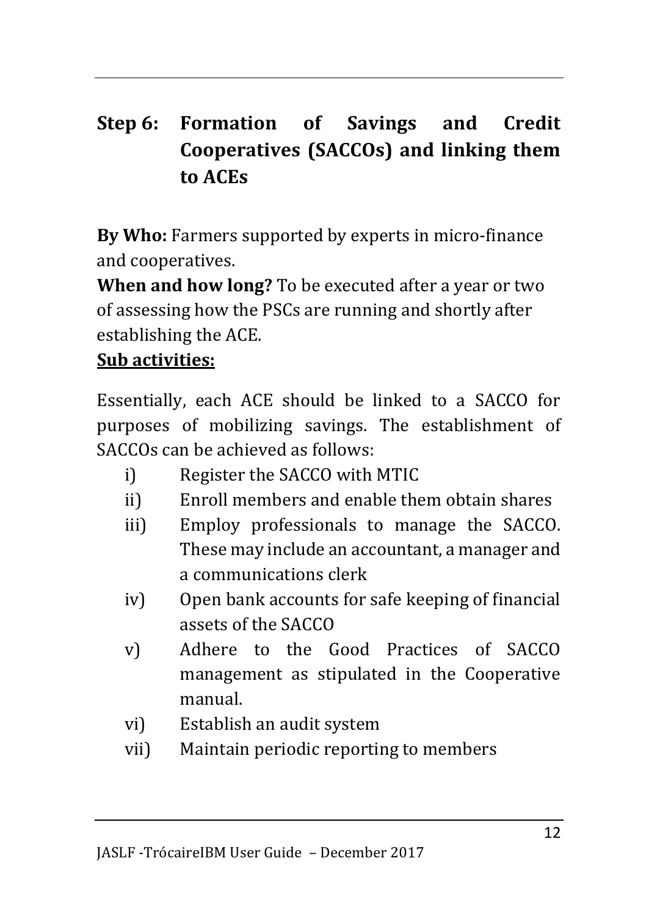## Step 6: Formation of Savings and Credit Cooperatives (SACCOs) and linking them to ACEs

**By Who:** Farmers supported by experts in micro-finance and cooperatives.

**When and how long?** To be executed after a year or two of assessing how the PSCs are running and shortly after establishing the ACE.

**Sub activities:**

Essentially, each ACE should be linked to a SACCO for purposes of mobilizing savings. The establishment of SACCOs can be achieved as follows:

i) Register the SACCO with MTIC
ii) Enroll members and enable them obtain shares
iii) Employ professionals to manage the SACCO. These may include an accountant, a manager and a communications clerk
iv) Open bank accounts for safe keeping of financial assets of the SACCO
v) Adhere to the Good Practices of SACCO management as stipulated in the Cooperative manual.
vi) Establish an audit system
vii) Maintain periodic reporting to members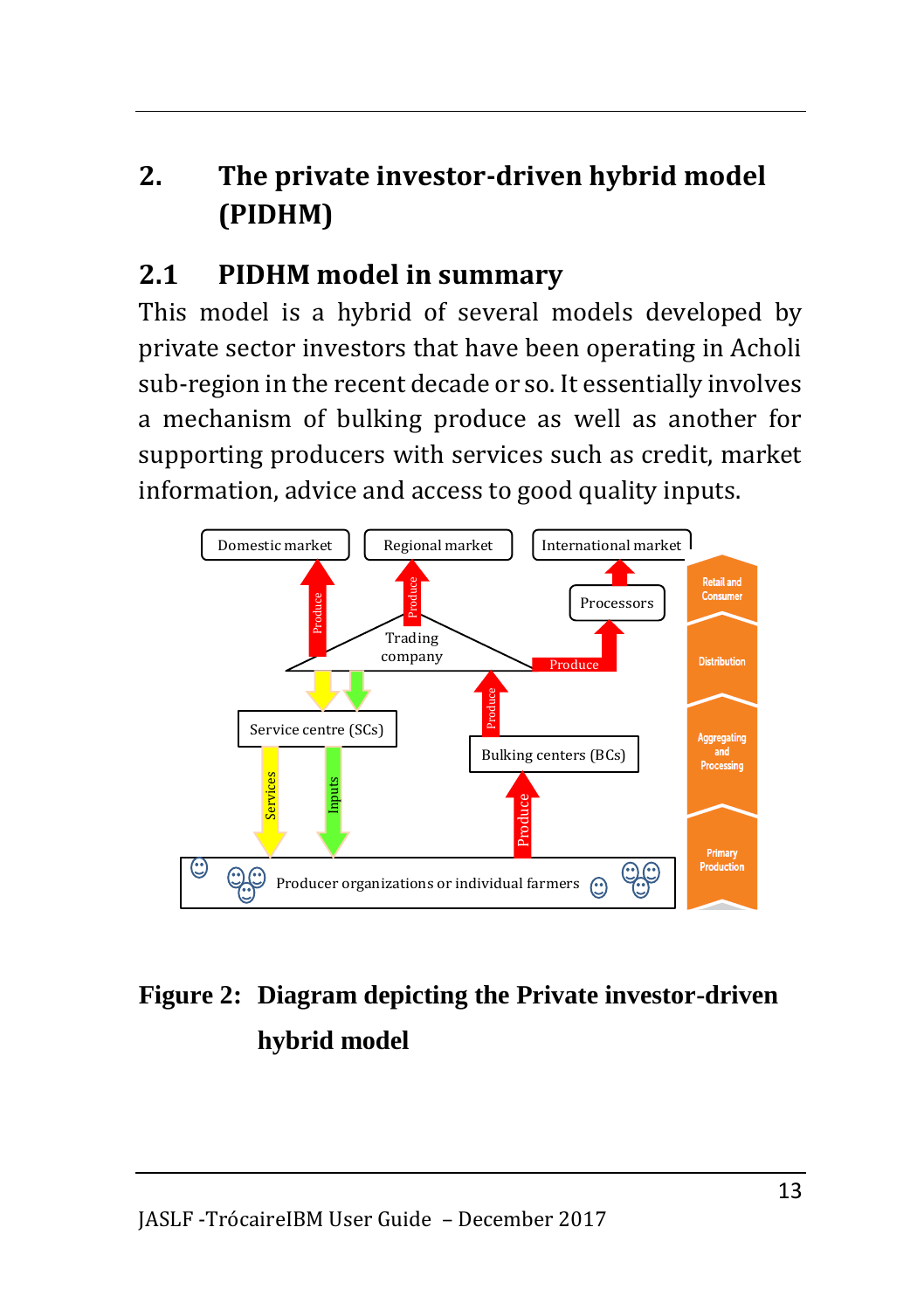# 2. The private investor-driven hybrid model (PIDHM)

## 2.1 PIDHM model in summary

This model is a hybrid of several models developed by private sector investors that have been operating in Acholi sub-region in the recent decade or so. It essentially involves a mechanism of bulking produce as well as another for supporting producers with services such as credit, market information, advice and access to good quality inputs.

Domestic market
Regional market
International market
Processors
Trading company
Produce
Produce
Produce
Produce
Service centre (SCs)
Bulking centers (BCs)
Services
Inputs
Produce
Producer organizations or individual farmers
Retail and Consumer
Distribution
Aggregating and Processing
Primary Production

**Figure 2: Diagram depicting the Private investor-driven hybrid model**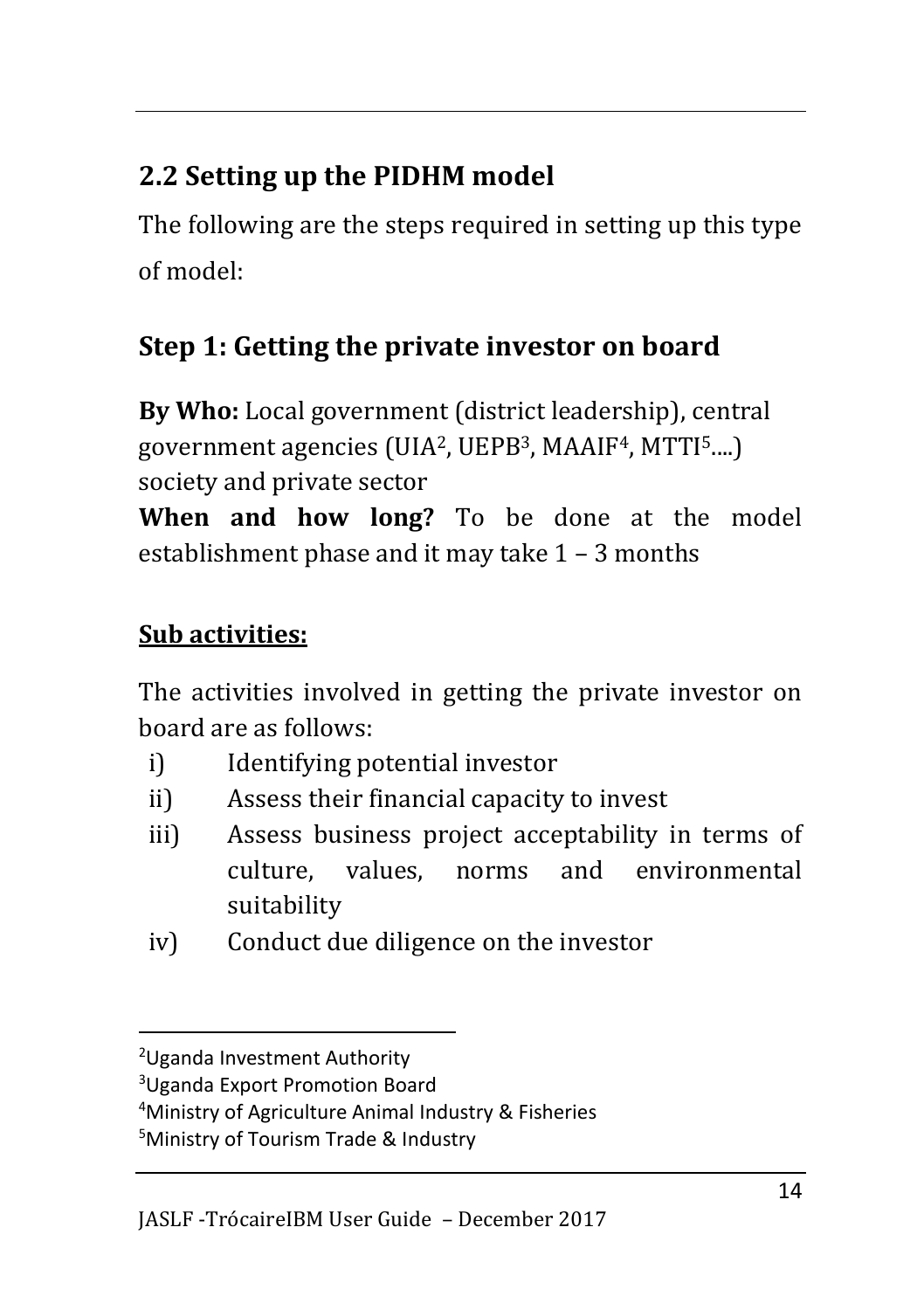## 2.2 Setting up the PIDHM model

The following are the steps required in setting up this type of model:

## Step 1: Getting the private investor on board

**By Who:** Local government (district leadership), central government agencies (UIA[2], UEPB[3], MAAIF[4], MTTI[5]....) society and private sector

**When and how long?** To be done at the model establishment phase and it may take 1 – 3 months

**Sub activities:**

The activities involved in getting the private investor on board are as follows:

i) Identifying potential investor
ii) Assess their financial capacity to invest
iii) Assess business project acceptability in terms of culture, values, norms and environmental suitability
iv) Conduct due diligence on the investor

---

[2]Uganda Investment Authority

[3]Uganda Export Promotion Board

[4]Ministry of Agriculture Animal Industry & Fisheries

[5]Ministry of Tourism Trade & Industry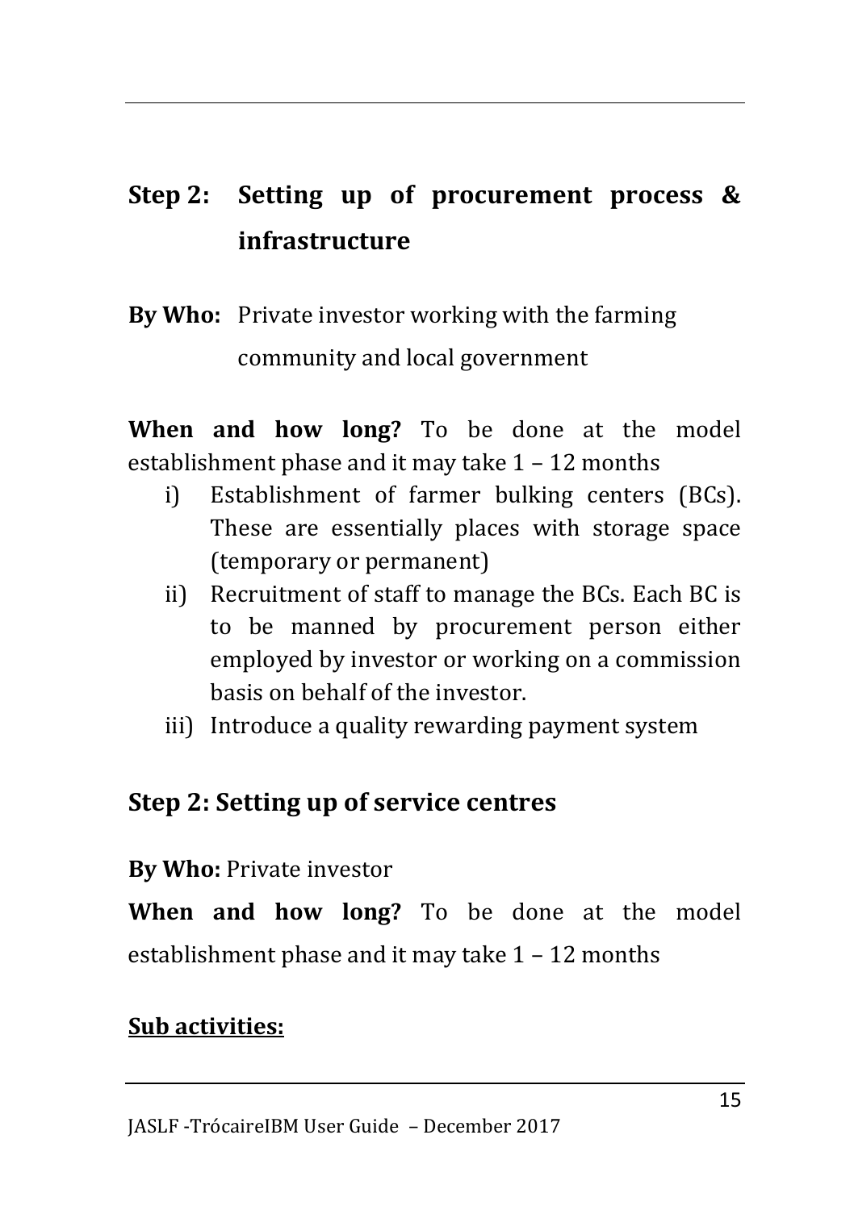## Step 2: Setting up of procurement process & infrastructure

**By Who:** Private investor working with the farming community and local government

**When and how long?** To be done at the model establishment phase and it may take 1 – 12 months

i) Establishment of farmer bulking centers (BCs). These are essentially places with storage space (temporary or permanent)
ii) Recruitment of staff to manage the BCs. Each BC is to be manned by procurement person either employed by investor or working on a commission basis on behalf of the investor.
iii) Introduce a quality rewarding payment system

## Step 2: Setting up of service centres

**By Who:** Private investor

**When and how long?** To be done at the model establishment phase and it may take 1 – 12 months

**Sub activities:**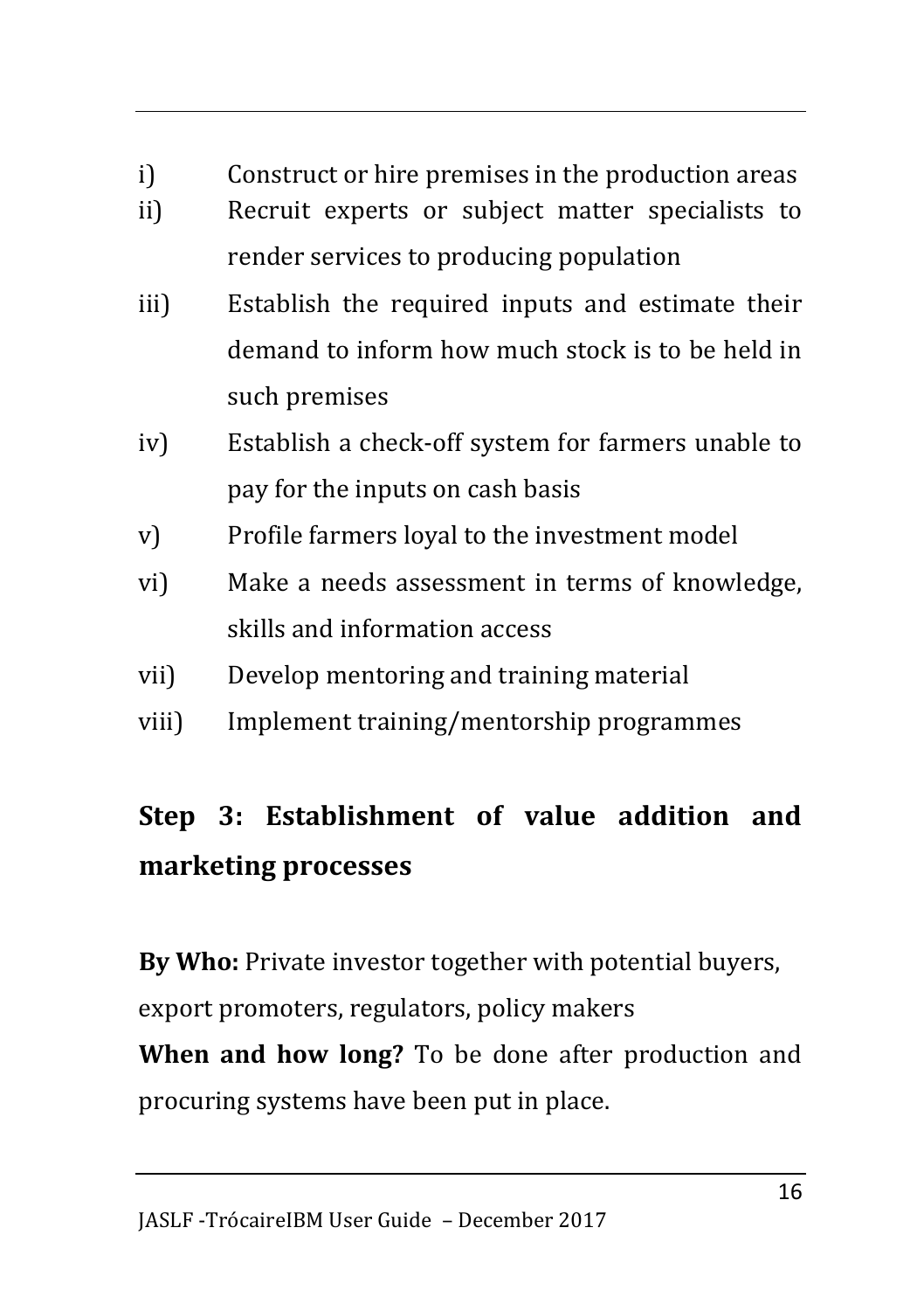i) Construct or hire premises in the production areas
ii) Recruit experts or subject matter specialists to render services to producing population
iii) Establish the required inputs and estimate their demand to inform how much stock is to be held in such premises
iv) Establish a check-off system for farmers unable to pay for the inputs on cash basis
v) Profile farmers loyal to the investment model
vi) Make a needs assessment in terms of knowledge, skills and information access
vii) Develop mentoring and training material
viii) Implement training/mentorship programmes

## Step 3: Establishment of value addition and marketing processes

**By Who:** Private investor together with potential buyers, export promoters, regulators, policy makers

**When and how long?** To be done after production and procuring systems have been put in place.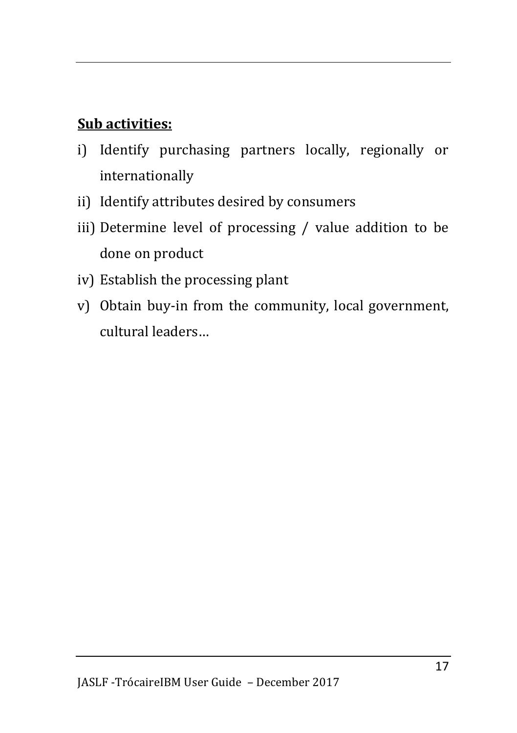**<u>Sub activities:</u>**

i) Identify purchasing partners locally, regionally or internationally
ii) Identify attributes desired by consumers
iii) Determine level of processing / value addition to be done on product
iv) Establish the processing plant
v) Obtain buy-in from the community, local government, cultural leaders…